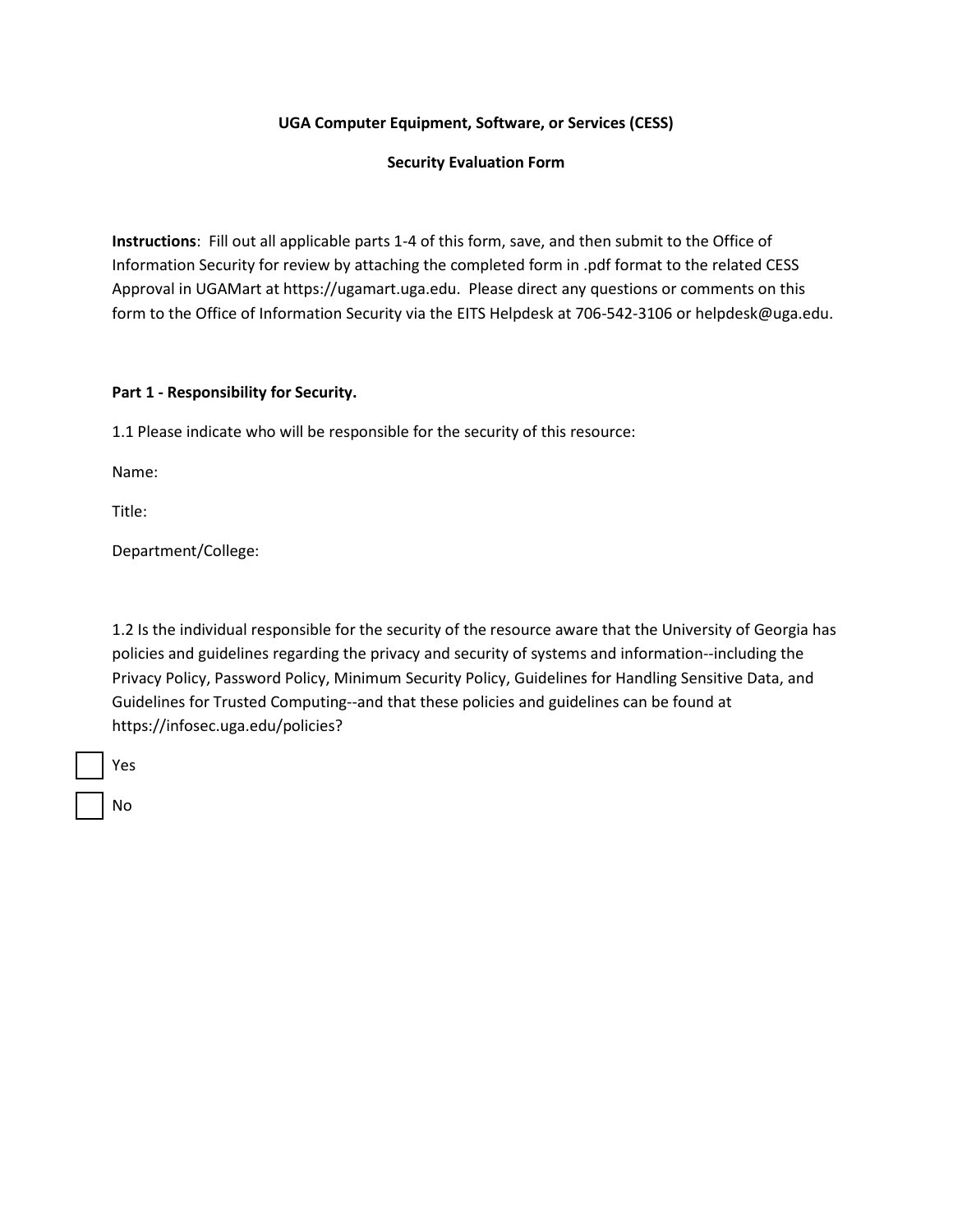**UGA Computer Equipment, Software, or Services (CESS)**

**Security Evaluation Form**

**Instructions**: Fill out all applicable parts 1-4 of this form, save, and then submit to the Office of Information Security for review by attaching the completed form in .pdf format to the related CESS Approval in UGAMart at https://ugamart.uga.edu. Please direct any questions or comments on this form to the Office of Information Security via the EITS Helpdesk at 706-542-3106 or helpdesk@uga.edu.

**Part 1 - Responsibility for Security.**

1.1 Please indicate who will be responsible for the security of this resource:

Name:

Title:

Department/College:

1.2 Is the individual responsible for the security of the resource aware that the University of Georgia has policies and guidelines regarding the privacy and security of systems and information--including the Privacy Policy, Password Policy, Minimum Security Policy, Guidelines for Handling Sensitive Data, and Guidelines for Trusted Computing--and that these policies and guidelines can be found at https://infosec.uga.edu/policies?

☐ Yes

☐ No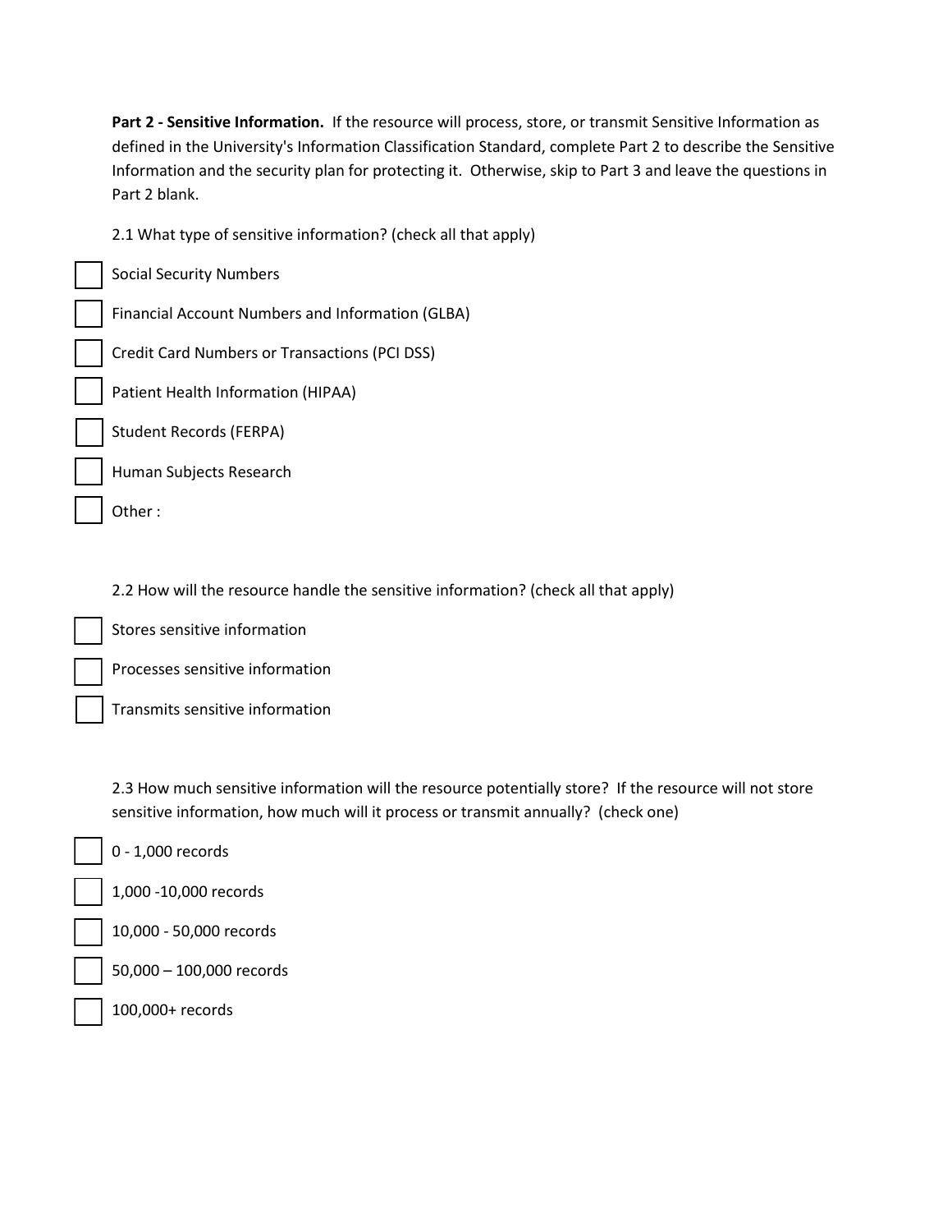**Part 2 - Sensitive Information.** If the resource will process, store, or transmit Sensitive Information as defined in the University's Information Classification Standard, complete Part 2 to describe the Sensitive Information and the security plan for protecting it. Otherwise, skip to Part 3 and leave the questions in Part 2 blank.

2.1 What type of sensitive information? (check all that apply)

- ☐ Social Security Numbers
- ☐ Financial Account Numbers and Information (GLBA)
- ☐ Credit Card Numbers or Transactions (PCI DSS)
- ☐ Patient Health Information (HIPAA)
- ☐ Student Records (FERPA)
- ☐ Human Subjects Research
- ☐ Other :

2.2 How will the resource handle the sensitive information? (check all that apply)

- ☐ Stores sensitive information
- ☐ Processes sensitive information
- ☐ Transmits sensitive information

2.3 How much sensitive information will the resource potentially store? If the resource will not store sensitive information, how much will it process or transmit annually? (check one)

- ☐ 0 - 1,000 records
- ☐ 1,000 -10,000 records
- ☐ 10,000 - 50,000 records
- ☐ 50,000 – 100,000 records
- ☐ 100,000+ records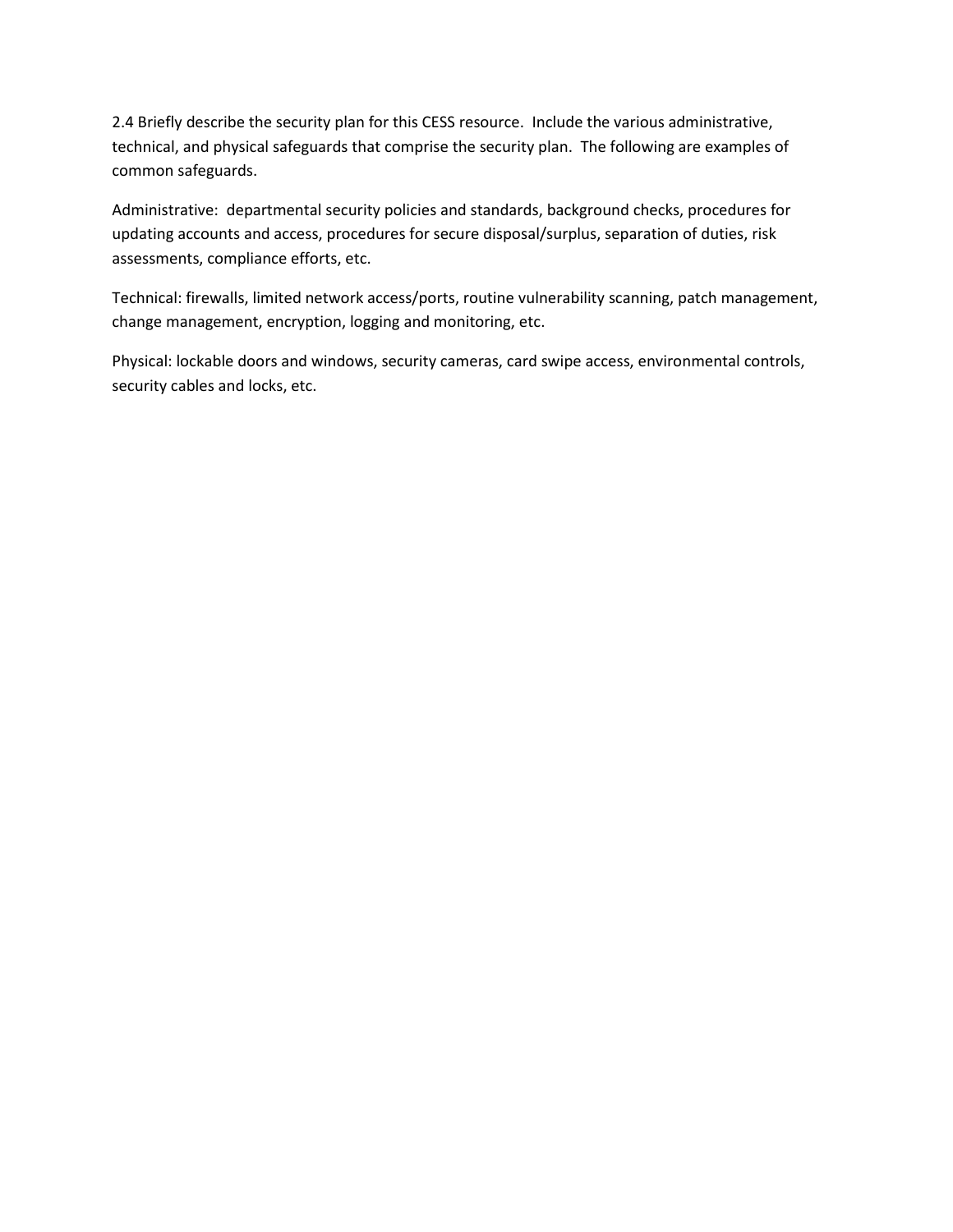2.4 Briefly describe the security plan for this CESS resource. Include the various administrative, technical, and physical safeguards that comprise the security plan. The following are examples of common safeguards.

Administrative: departmental security policies and standards, background checks, procedures for updating accounts and access, procedures for secure disposal/surplus, separation of duties, risk assessments, compliance efforts, etc.

Technical: firewalls, limited network access/ports, routine vulnerability scanning, patch management, change management, encryption, logging and monitoring, etc.

Physical: lockable doors and windows, security cameras, card swipe access, environmental controls, security cables and locks, etc.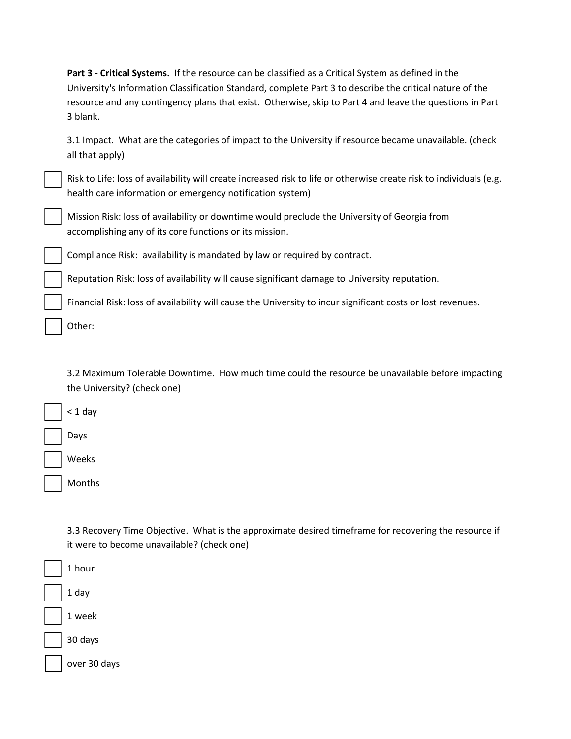**Part 3 - Critical Systems.** If the resource can be classified as a Critical System as defined in the University's Information Classification Standard, complete Part 3 to describe the critical nature of the resource and any contingency plans that exist. Otherwise, skip to Part 4 and leave the questions in Part 3 blank.

3.1 Impact. What are the categories of impact to the University if resource became unavailable. (check all that apply)

- [ ] Risk to Life: loss of availability will create increased risk to life or otherwise create risk to individuals (e.g. health care information or emergency notification system)
- [ ] Mission Risk: loss of availability or downtime would preclude the University of Georgia from accomplishing any of its core functions or its mission.
- [ ] Compliance Risk: availability is mandated by law or required by contract.
- [ ] Reputation Risk: loss of availability will cause significant damage to University reputation.
- [ ] Financial Risk: loss of availability will cause the University to incur significant costs or lost revenues.
- [ ] Other:

3.2 Maximum Tolerable Downtime. How much time could the resource be unavailable before impacting the University? (check one)

- [ ] < 1 day
- [ ] Days
- [ ] Weeks
- [ ] Months

3.3 Recovery Time Objective. What is the approximate desired timeframe for recovering the resource if it were to become unavailable? (check one)

- [ ] 1 hour
- [ ] 1 day
- [ ] 1 week
- [ ] 30 days
- [ ] over 30 days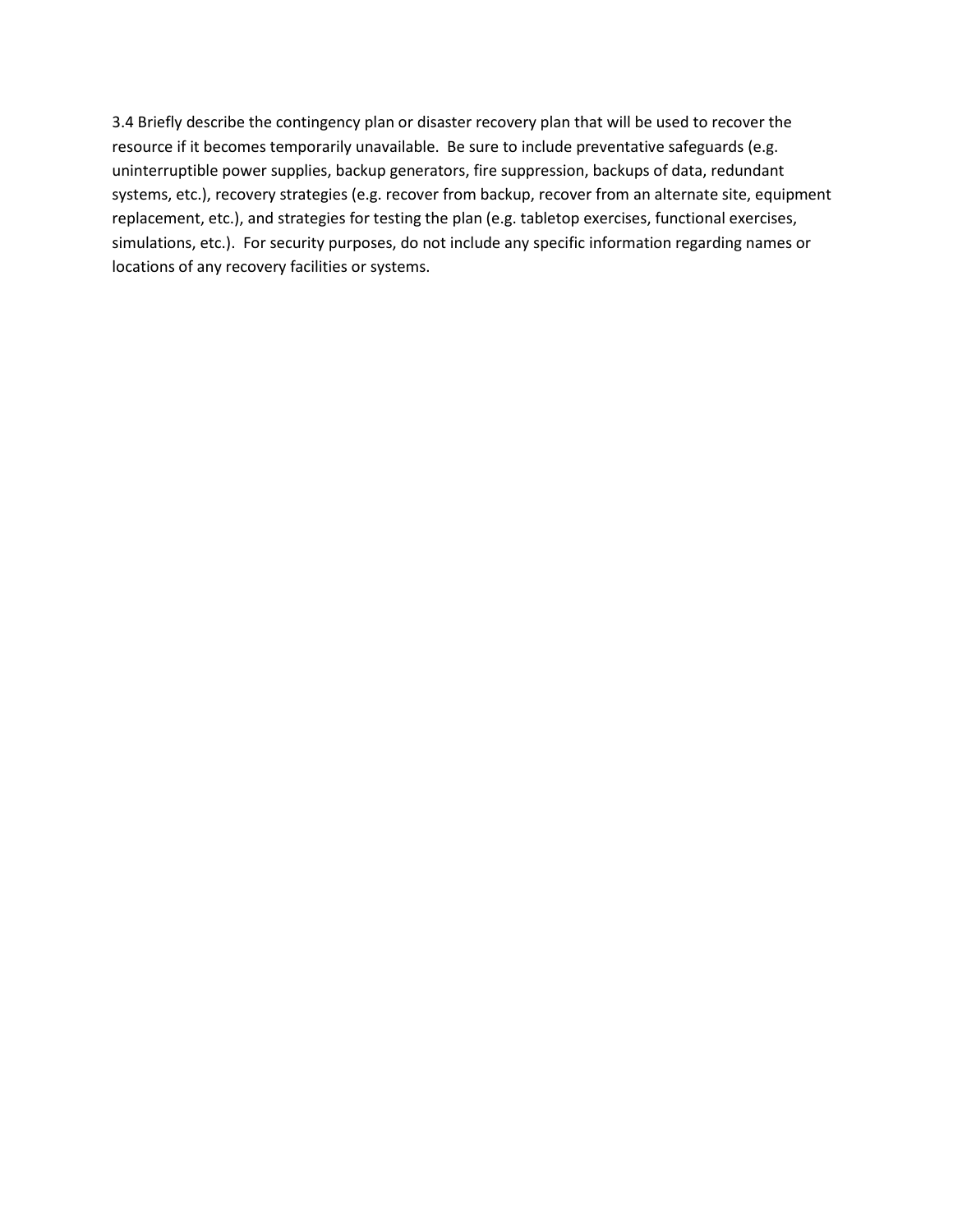3.4 Briefly describe the contingency plan or disaster recovery plan that will be used to recover the resource if it becomes temporarily unavailable. Be sure to include preventative safeguards (e.g. uninterruptible power supplies, backup generators, fire suppression, backups of data, redundant systems, etc.), recovery strategies (e.g. recover from backup, recover from an alternate site, equipment replacement, etc.), and strategies for testing the plan (e.g. tabletop exercises, functional exercises, simulations, etc.). For security purposes, do not include any specific information regarding names or locations of any recovery facilities or systems.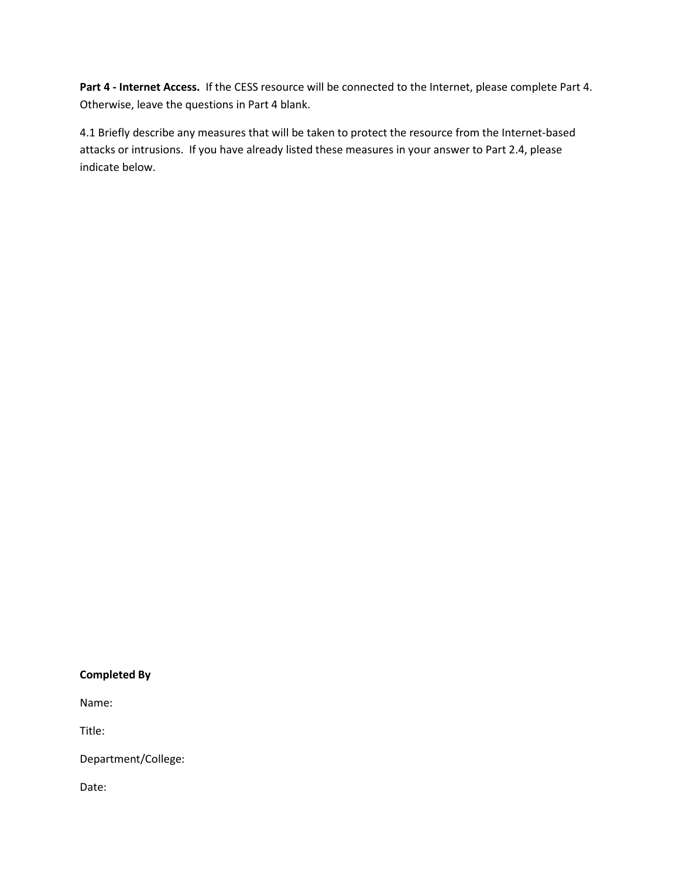**Part 4 - Internet Access.** If the CESS resource will be connected to the Internet, please complete Part 4. Otherwise, leave the questions in Part 4 blank.

4.1 Briefly describe any measures that will be taken to protect the resource from the Internet-based attacks or intrusions. If you have already listed these measures in your answer to Part 2.4, please indicate below.

**Completed By**

Name:

Title:

Department/College:

Date: